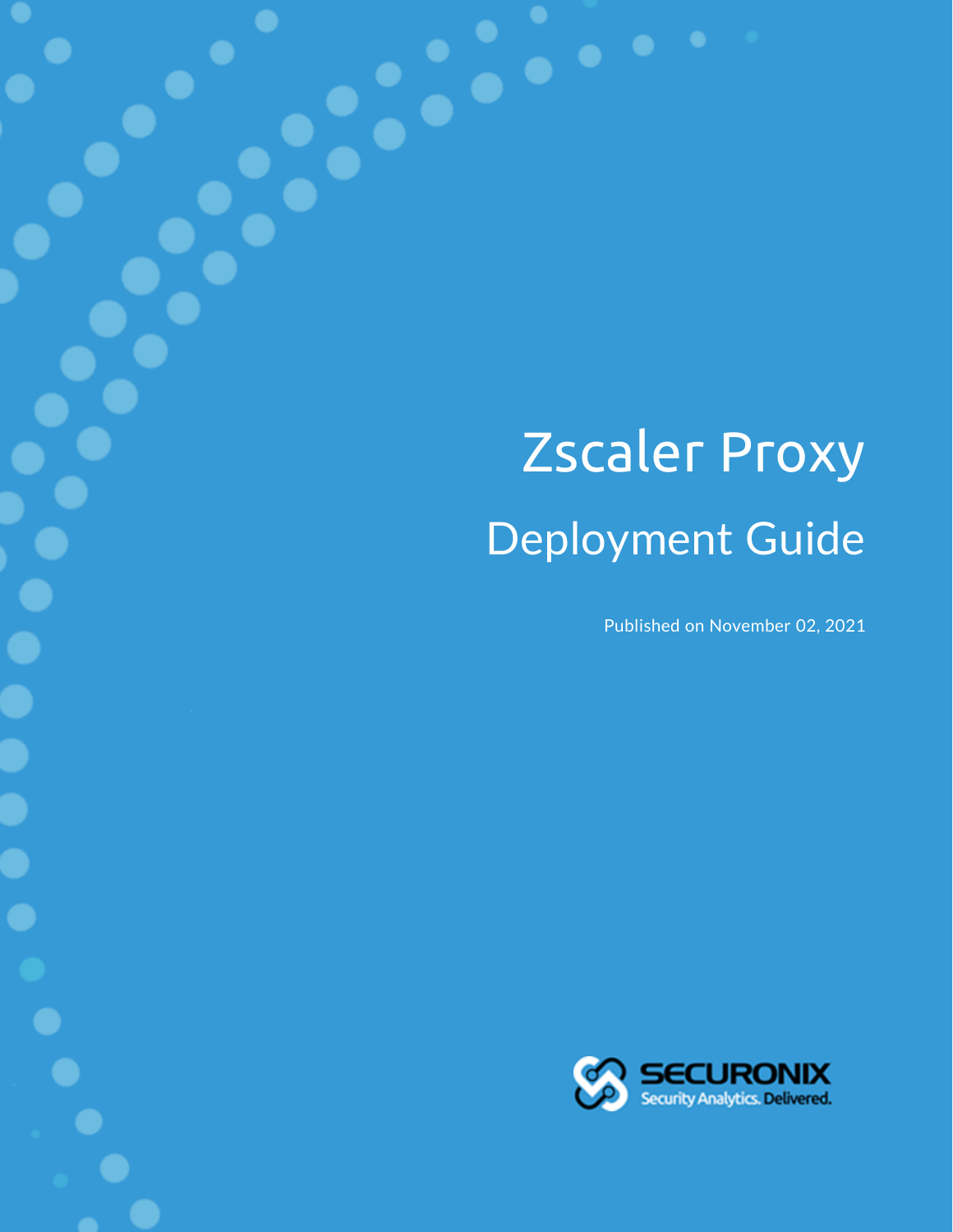# Zscaler Proxy

## Deployment Guide

Published on November 02, 2021

SECURONIX
Security Analytics. Delivered.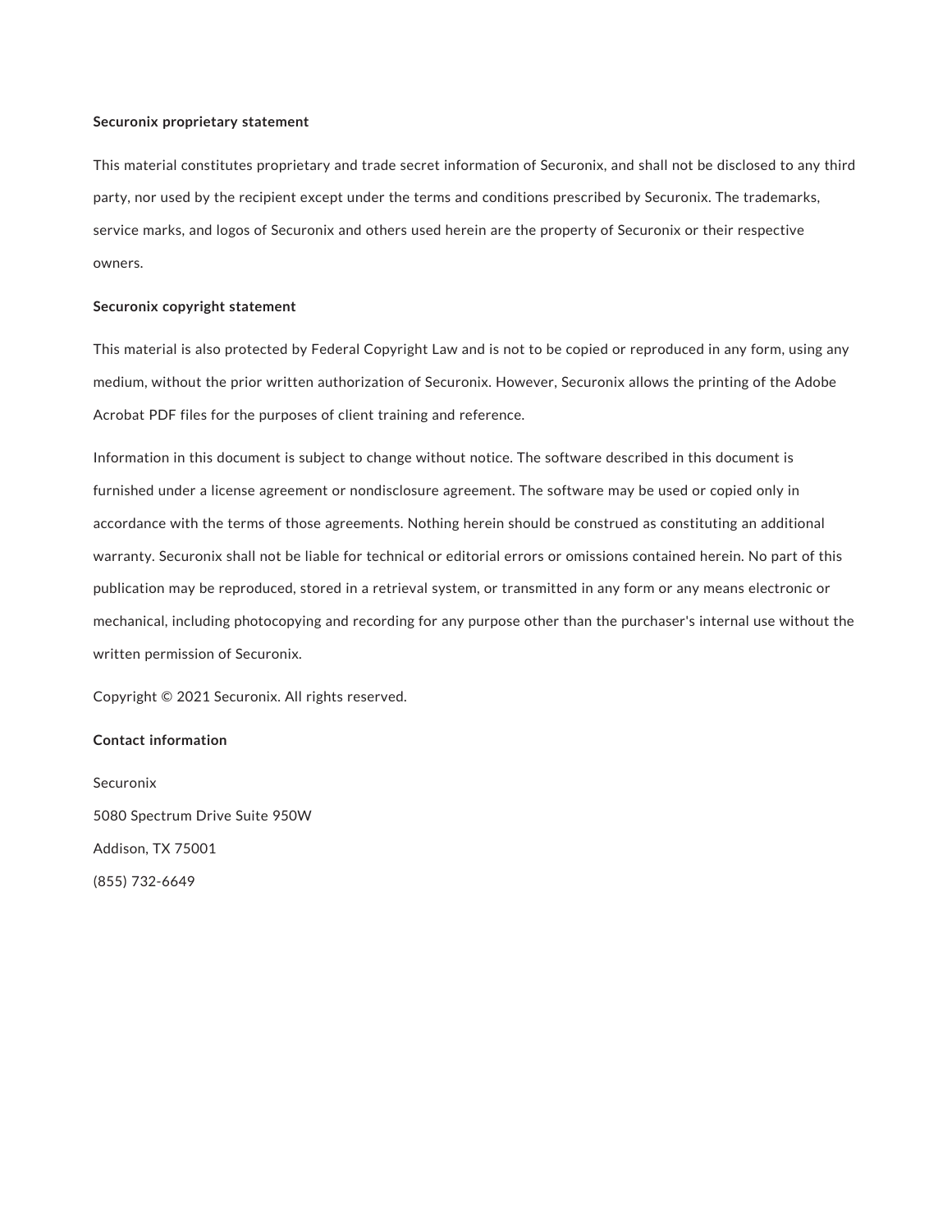**Securonix proprietary statement**

This material constitutes proprietary and trade secret information of Securonix, and shall not be disclosed to any third party, nor used by the recipient except under the terms and conditions prescribed by Securonix. The trademarks, service marks, and logos of Securonix and others used herein are the property of Securonix or their respective owners.

**Securonix copyright statement**

This material is also protected by Federal Copyright Law and is not to be copied or reproduced in any form, using any medium, without the prior written authorization of Securonix. However, Securonix allows the printing of the Adobe Acrobat PDF files for the purposes of client training and reference.

Information in this document is subject to change without notice. The software described in this document is furnished under a license agreement or nondisclosure agreement. The software may be used or copied only in accordance with the terms of those agreements. Nothing herein should be construed as constituting an additional warranty. Securonix shall not be liable for technical or editorial errors or omissions contained herein. No part of this publication may be reproduced, stored in a retrieval system, or transmitted in any form or any means electronic or mechanical, including photocopying and recording for any purpose other than the purchaser's internal use without the written permission of Securonix.

Copyright © 2021 Securonix. All rights reserved.

**Contact information**

Securonix

5080 Spectrum Drive Suite 950W

Addison, TX 75001

(855) 732-6649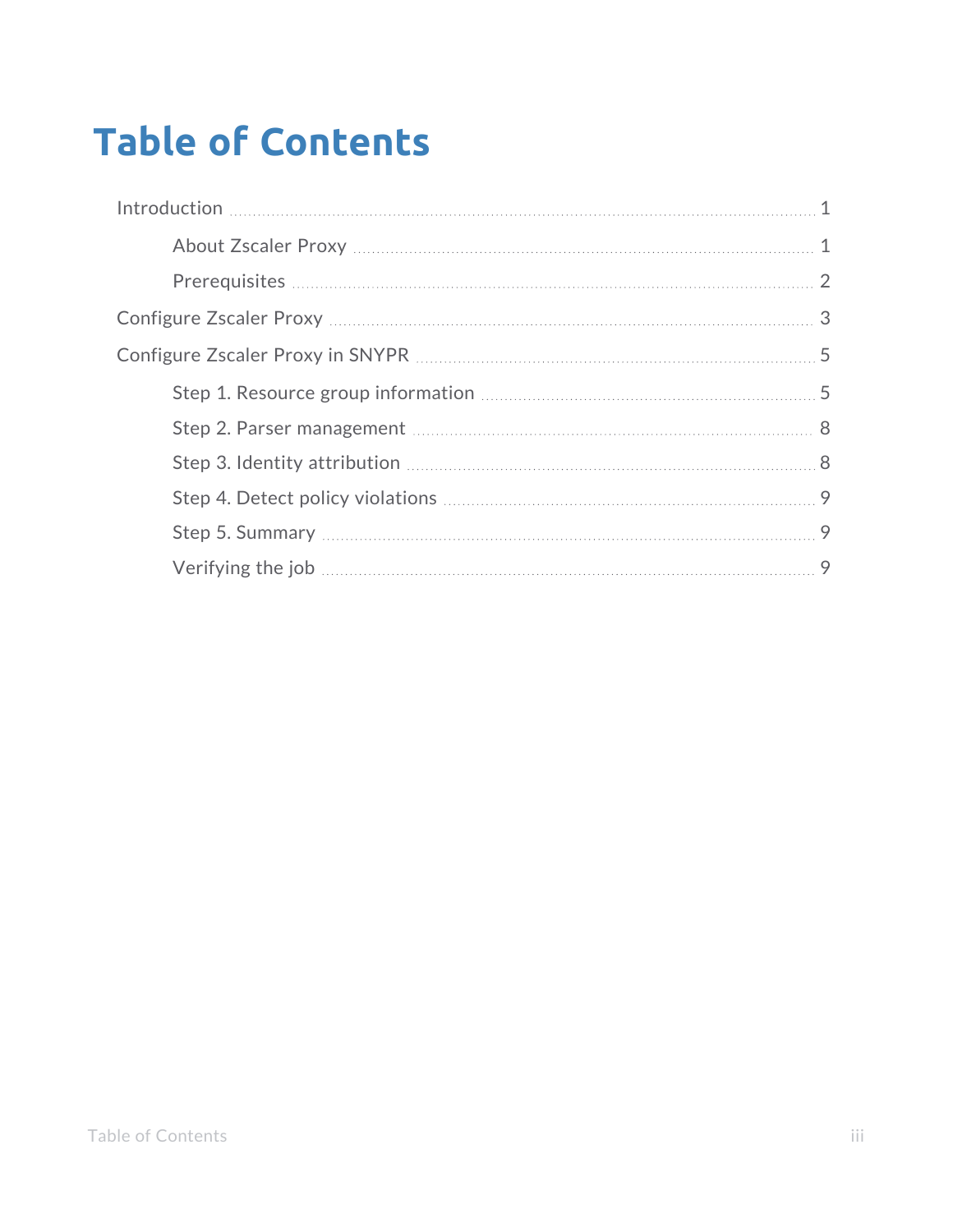# Table of Contents

- Introduction 1
  - About Zscaler Proxy 1
  - Prerequisites 2
- Configure Zscaler Proxy 3
- Configure Zscaler Proxy in SNYPR 5
  - Step 1. Resource group information 5
  - Step 2. Parser management 8
  - Step 3. Identity attribution 8
  - Step 4. Detect policy violations 9
  - Step 5. Summary 9
  - Verifying the job 9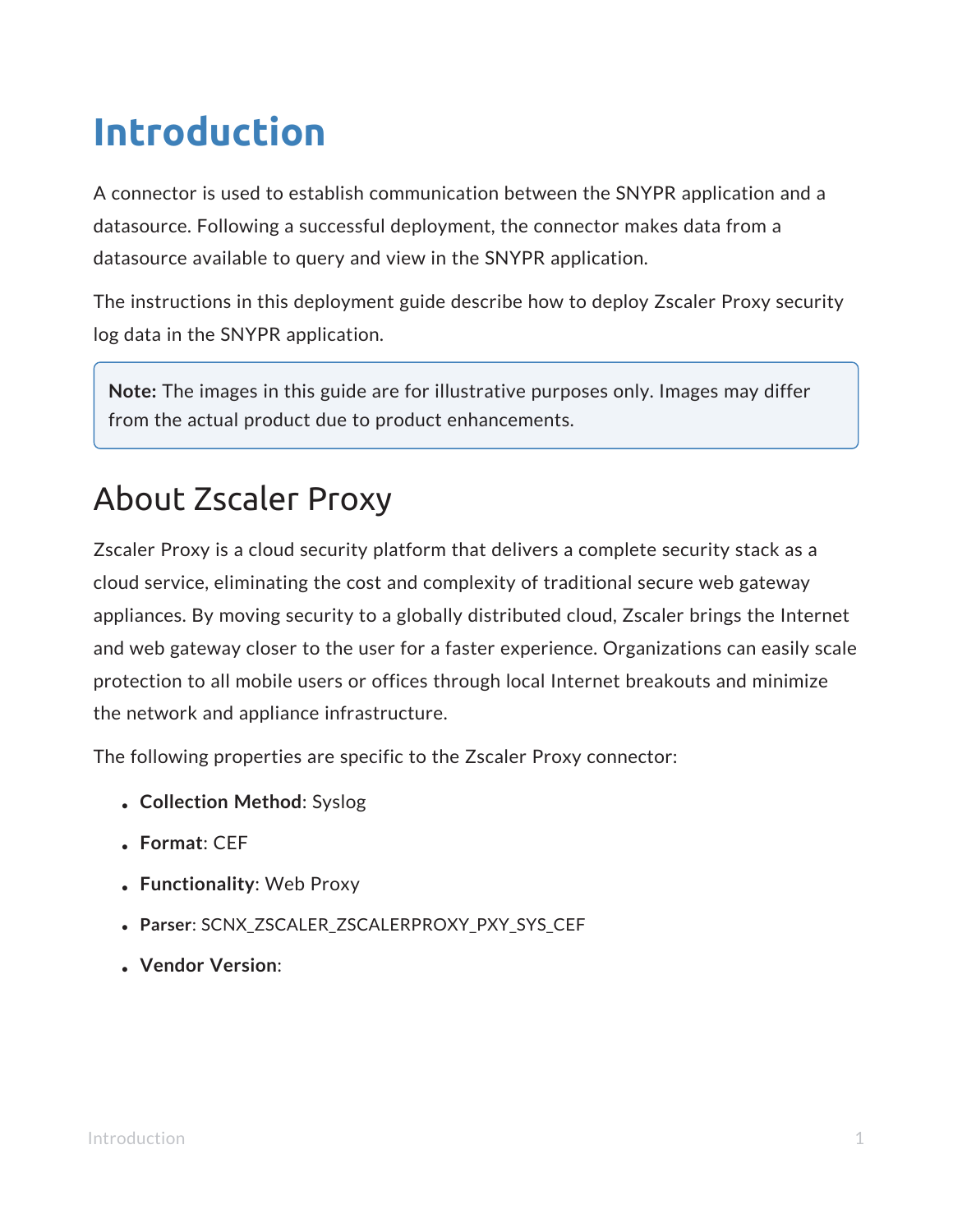# Introduction

A connector is used to establish communication between the SNYPR application and a datasource. Following a successful deployment, the connector makes data from a datasource available to query and view in the SNYPR application.

The instructions in this deployment guide describe how to deploy Zscaler Proxy security log data in the SNYPR application.

> **Note:** The images in this guide are for illustrative purposes only. Images may differ from the actual product due to product enhancements.

## About Zscaler Proxy

Zscaler Proxy is a cloud security platform that delivers a complete security stack as a cloud service, eliminating the cost and complexity of traditional secure web gateway appliances. By moving security to a globally distributed cloud, Zscaler brings the Internet and web gateway closer to the user for a faster experience. Organizations can easily scale protection to all mobile users or offices through local Internet breakouts and minimize the network and appliance infrastructure.

The following properties are specific to the Zscaler Proxy connector:

- **Collection Method**: Syslog
- **Format**: CEF
- **Functionality**: Web Proxy
- **Parser**: SCNX_ZSCALER_ZSCALERPROXY_PXY_SYS_CEF
- **Vendor Version**: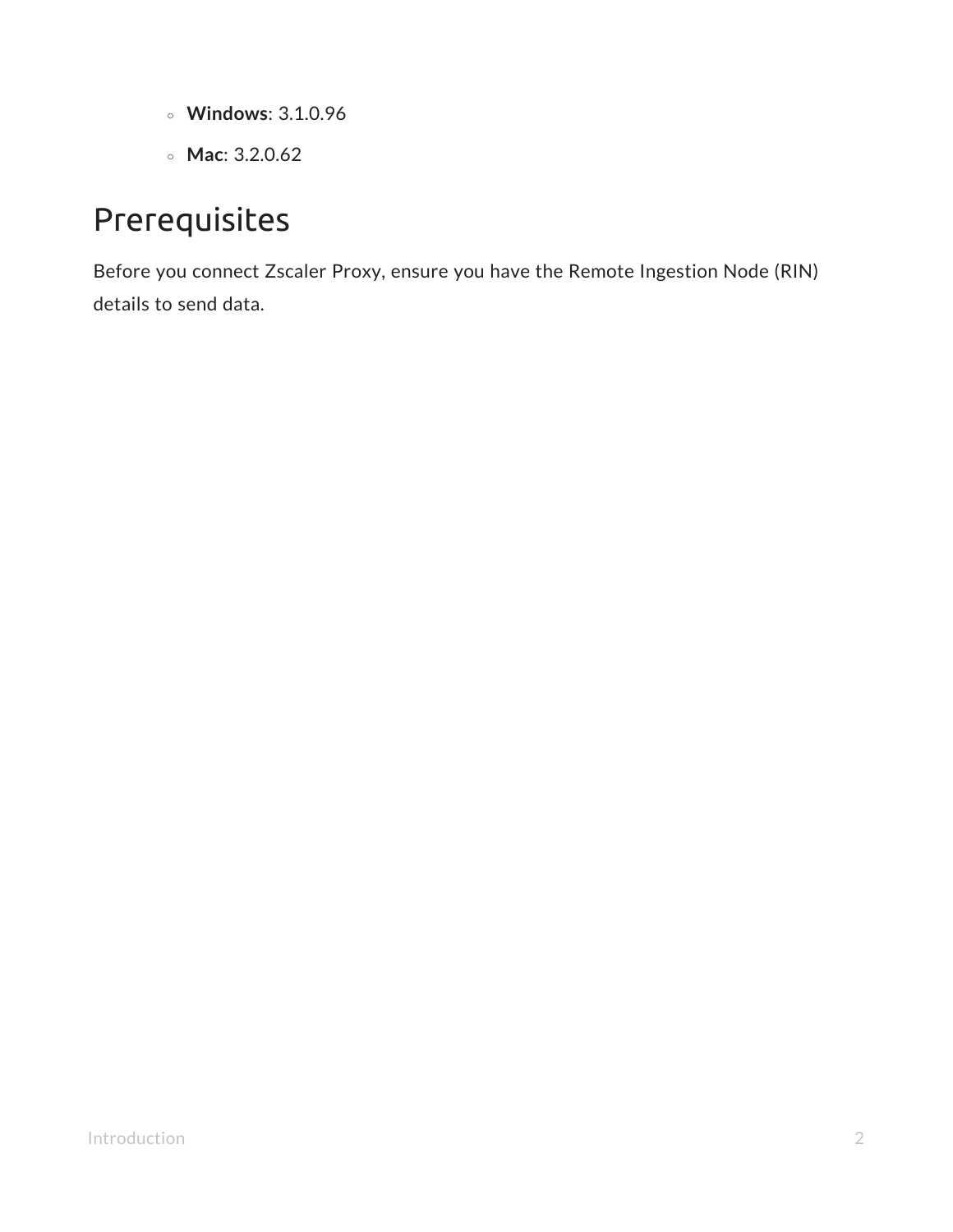- **Windows**: 3.1.0.96
  - **Mac**: 3.2.0.62

## Prerequisites

Before you connect Zscaler Proxy, ensure you have the Remote Ingestion Node (RIN) details to send data.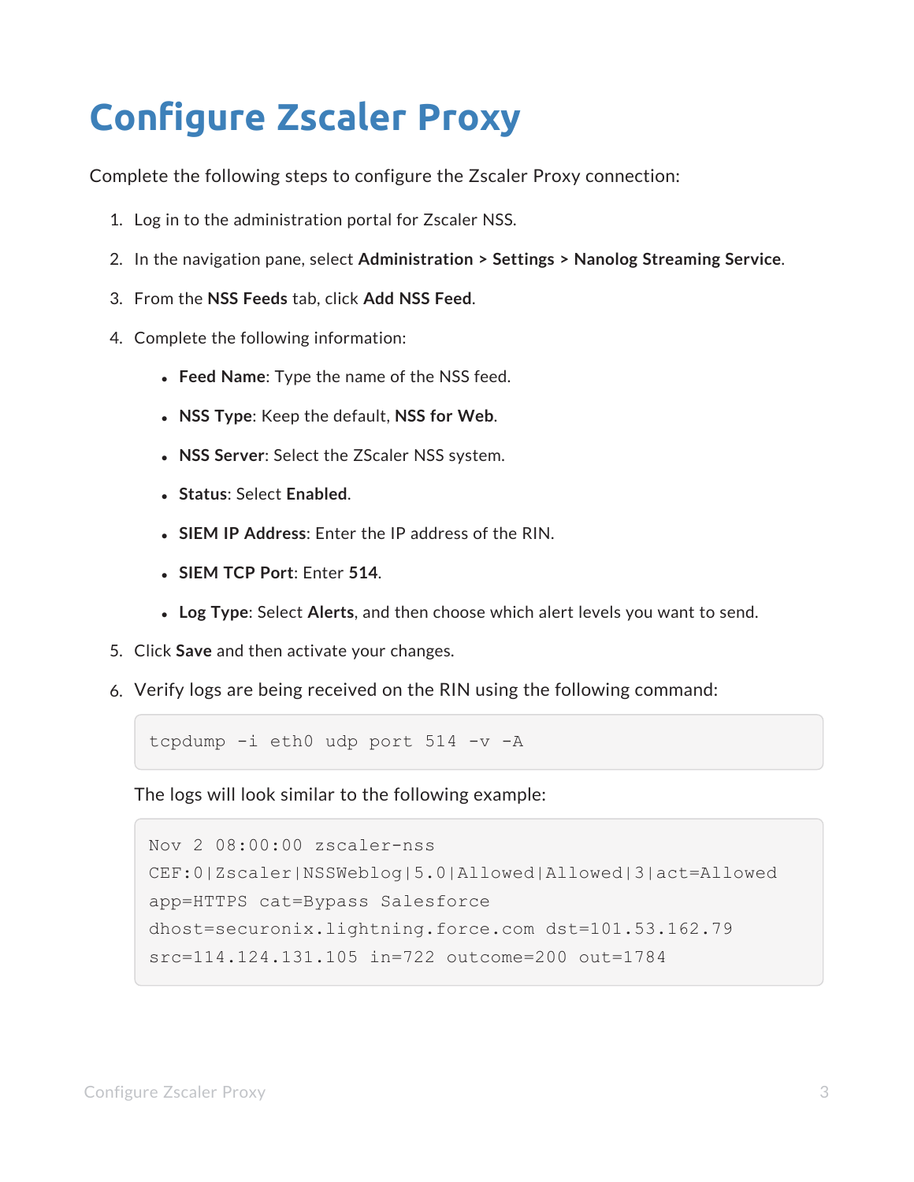# Configure Zscaler Proxy

Complete the following steps to configure the Zscaler Proxy connection:

1. Log in to the administration portal for Zscaler NSS.
2. In the navigation pane, select **Administration > Settings > Nanolog Streaming Service**.
3. From the **NSS Feeds** tab, click **Add NSS Feed**.
4. Complete the following information:
   - **Feed Name**: Type the name of the NSS feed.
   - **NSS Type**: Keep the default, **NSS for Web**.
   - **NSS Server**: Select the ZScaler NSS system.
   - **Status**: Select **Enabled**.
   - **SIEM IP Address**: Enter the IP address of the RIN.
   - **SIEM TCP Port**: Enter **514**.
   - **Log Type**: Select **Alerts**, and then choose which alert levels you want to send.
5. Click **Save** and then activate your changes.
6. Verify logs are being received on the RIN using the following command:

   ```
   tcpdump -i eth0 udp port 514 -v -A
   ```

   The logs will look similar to the following example:

   ```
   Nov 2 08:00:00 zscaler-nss
   CEF:0|Zscaler|NSSWeblog|5.0|Allowed|Allowed|3|act=Allowed
   app=HTTPS cat=Bypass Salesforce
   dhost=securonix.lightning.force.com dst=101.53.162.79
   src=114.124.131.105 in=722 outcome=200 out=1784
   ```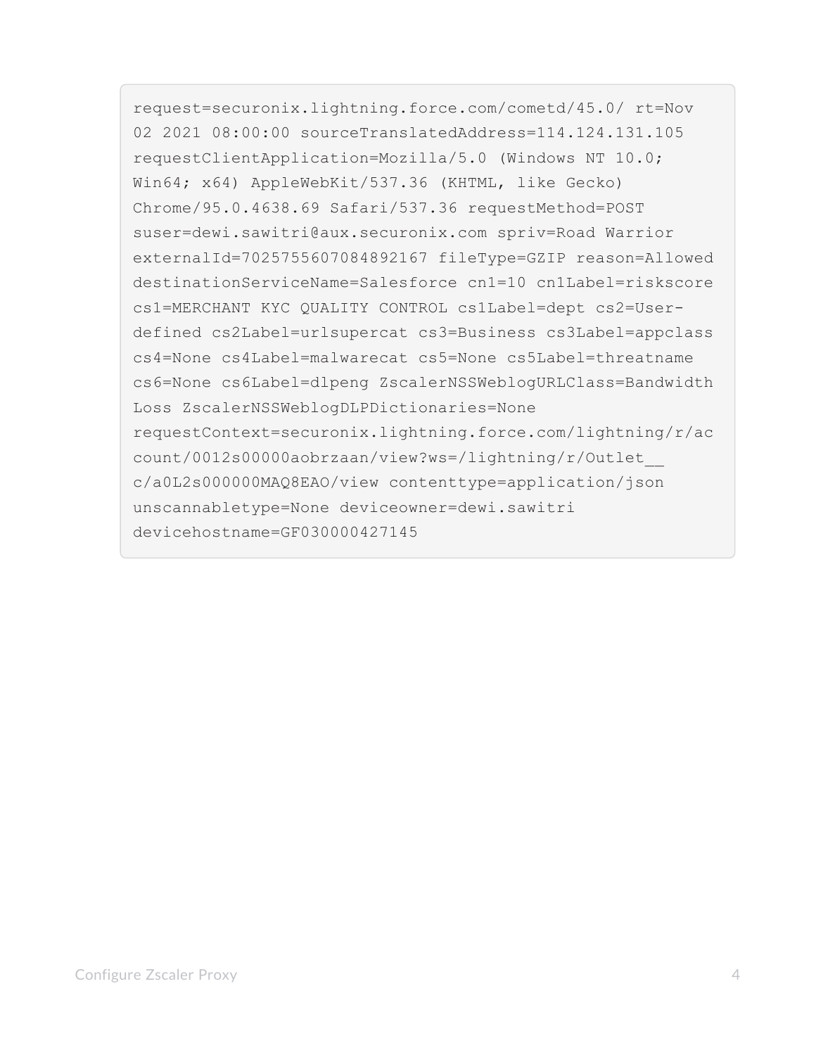```
request=securonix.lightning.force.com/cometd/45.0/ rt=Nov
02 2021 08:00:00 sourceTranslatedAddress=114.124.131.105
requestClientApplication=Mozilla/5.0 (Windows NT 10.0;
Win64; x64) AppleWebKit/537.36 (KHTML, like Gecko)
Chrome/95.0.4638.69 Safari/537.36 requestMethod=POST
suser=dewi.sawitri@aux.securonix.com spriv=Road Warrior
externalId=7025755607084892167 fileType=GZIP reason=Allowed
destinationServiceName=Salesforce cn1=10 cn1Label=riskscore
cs1=MERCHANT KYC QUALITY CONTROL cs1Label=dept cs2=User-
defined cs2Label=urlsupercat cs3=Business cs3Label=appclass
cs4=None cs4Label=malwarecat cs5=None cs5Label=threatname
cs6=None cs6Label=dlpeng ZscalerNSSWeblogURLClass=Bandwidth
Loss ZscalerNSSWeblogDLPDictionaries=None
requestContext=securonix.lightning.force.com/lightning/r/ac
count/0012s00000aobrzaan/view?ws=/lightning/r/Outlet__
c/a0L2s000000MAQ8EAO/view contenttype=application/json
unscannabletype=None deviceowner=dewi.sawitri
devicehostname=GF030000427145
```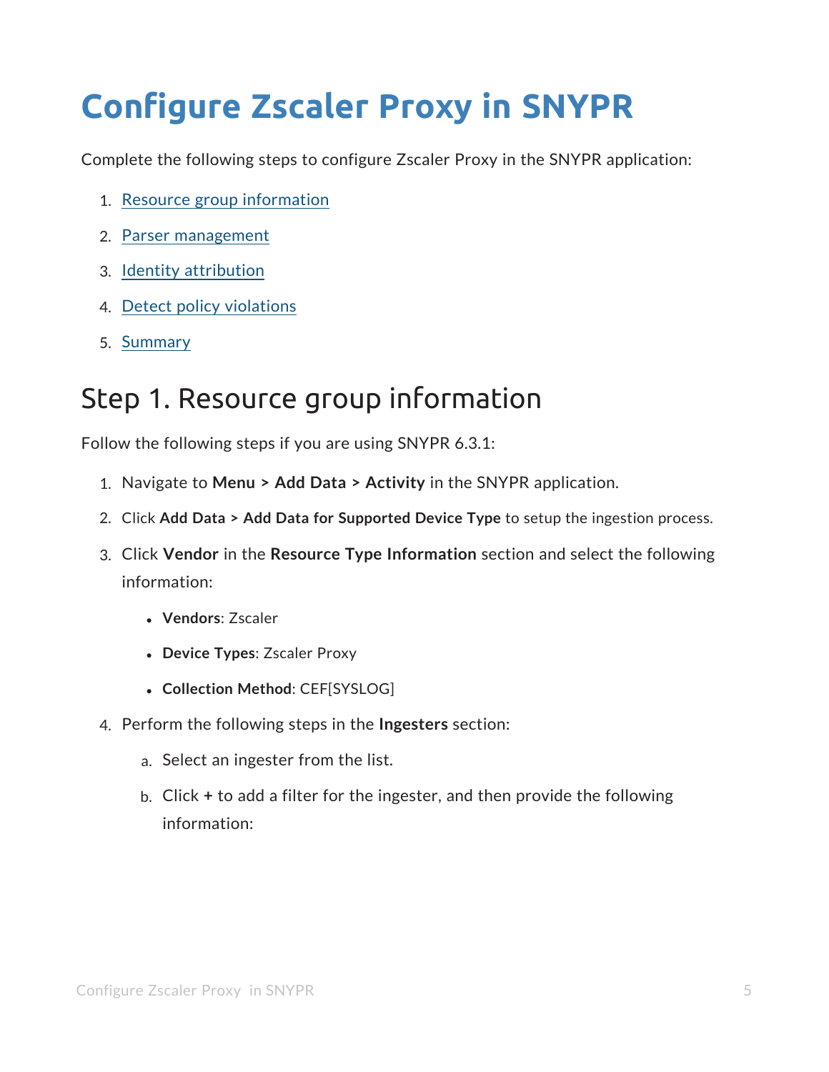# Configure Zscaler Proxy in SNYPR

Complete the following steps to configure Zscaler Proxy in the SNYPR application:

1. Resource group information
2. Parser management
3. Identity attribution
4. Detect policy violations
5. Summary

## Step 1. Resource group information

Follow the following steps if you are using SNYPR 6.3.1:

1. Navigate to **Menu > Add Data > Activity** in the SNYPR application.
2. Click **Add Data > Add Data for Supported Device Type** to setup the ingestion process.
3. Click **Vendor** in the **Resource Type Information** section and select the following information:
   - **Vendors**: Zscaler
   - **Device Types**: Zscaler Proxy
   - **Collection Method**: CEF[SYSLOG]
4. Perform the following steps in the **Ingesters** section:
   a. Select an ingester from the list.
   b. Click **+** to add a filter for the ingester, and then provide the following information: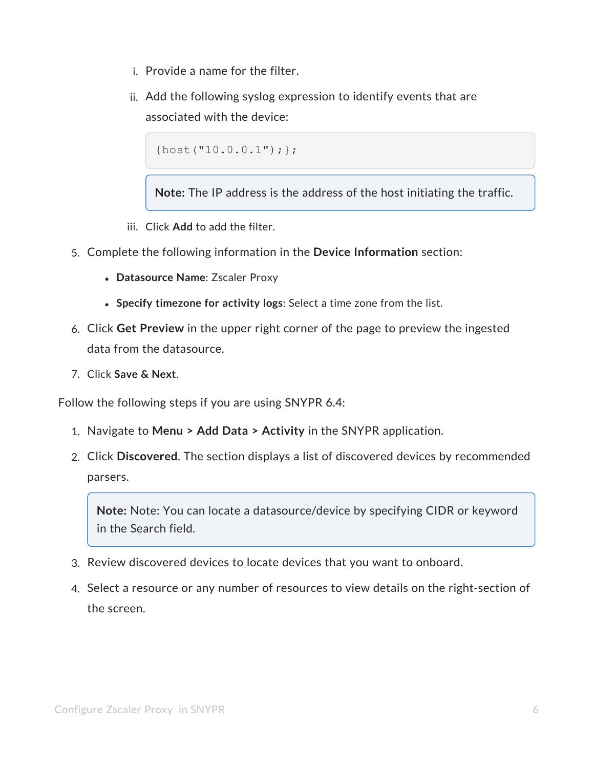i. Provide a name for the filter.

   ii. Add the following syslog expression to identify events that are associated with the device:

   ```
   {host("10.0.0.1");};
   ```

   > **Note:** The IP address is the address of the host initiating the traffic.

   iii. Click **Add** to add the filter.

5. Complete the following information in the **Device Information** section:
   - **Datasource Name**: Zscaler Proxy
   - **Specify timezone for activity logs**: Select a time zone from the list.
6. Click **Get Preview** in the upper right corner of the page to preview the ingested data from the datasource.
7. Click **Save & Next**.

Follow the following steps if you are using SNYPR 6.4:

1. Navigate to **Menu > Add Data > Activity** in the SNYPR application.
2. Click **Discovered**. The section displays a list of discovered devices by recommended parsers.

   > **Note:** Note: You can locate a datasource/device by specifying CIDR or keyword in the Search field.

3. Review discovered devices to locate devices that you want to onboard.
4. Select a resource or any number of resources to view details on the right-section of the screen.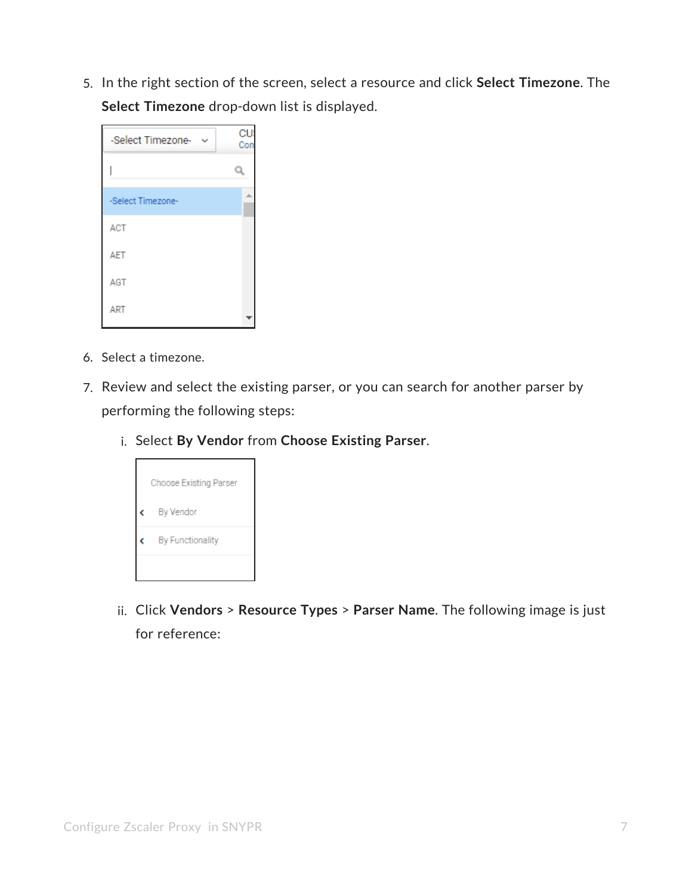5. In the right section of the screen, select a resource and click **Select Timezone**. The **Select Timezone** drop-down list is displayed.

6. Select a timezone.

7. Review and select the existing parser, or you can search for another parser by performing the following steps:

   i. Select **By Vendor** from **Choose Existing Parser**.

   ii. Click **Vendors** > **Resource Types** > **Parser Name**. The following image is just for reference: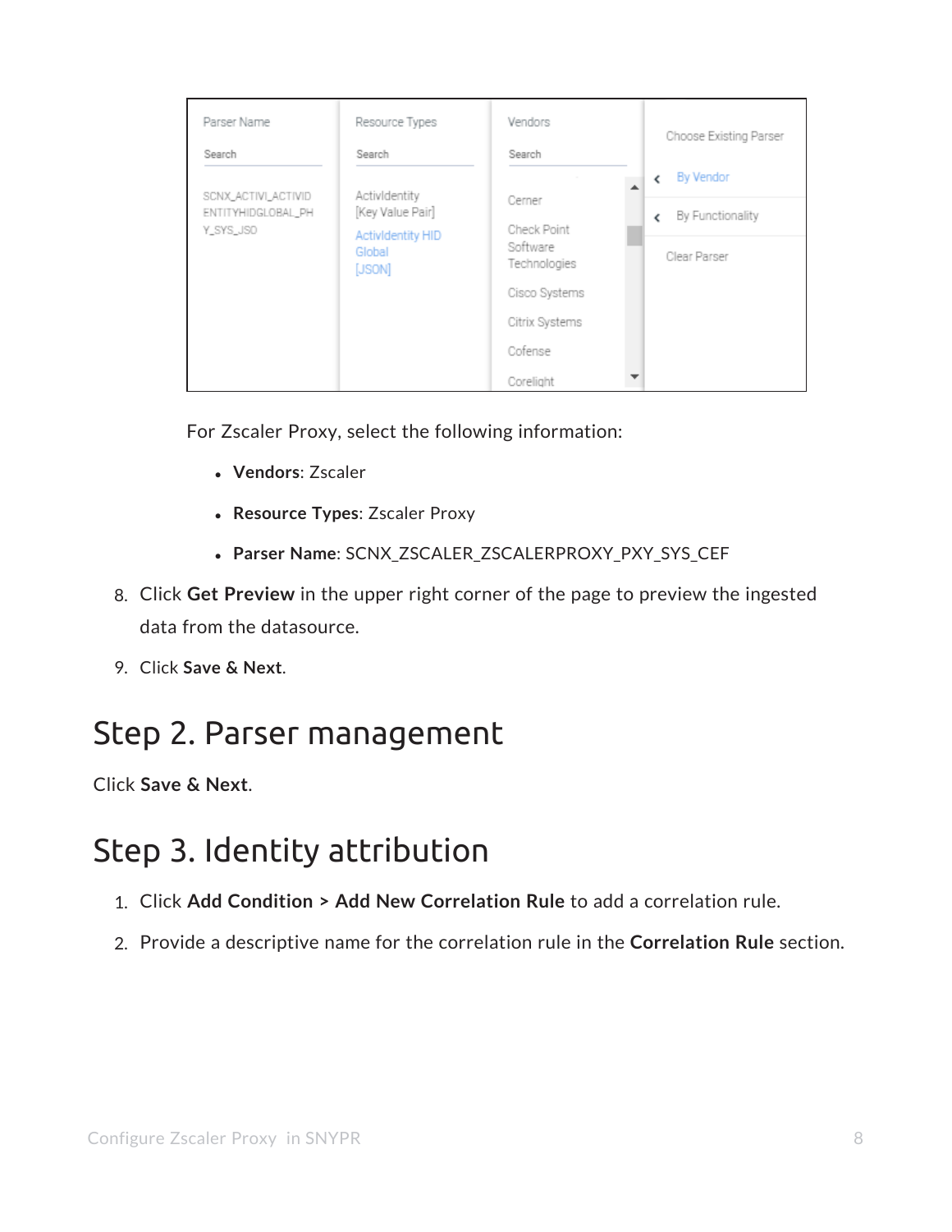| Parser Name | Resource Types | Vendors | Choose Existing Parser |
| --- | --- | --- | --- |
| Search | Search | Search | < By Vendor |
| SCNX_ACTIVI_ACTIVIDENTITYHIDGLOBAL_PHY_SYS_JSO | ActivIdentity [Key Value Pair] | Cerner | < By Functionality |
| | ActivIdentity HID Global [JSON] | Check Point Software Technologies | Clear Parser |
| | | Cisco Systems | |
| | | Citrix Systems | |
| | | Cofense | |
| | | Corelight | |

For Zscaler Proxy, select the following information:

- **Vendors**: Zscaler
- **Resource Types**: Zscaler Proxy
- **Parser Name**: SCNX_ZSCALER_ZSCALERPROXY_PXY_SYS_CEF

8. Click **Get Preview** in the upper right corner of the page to preview the ingested data from the datasource.
9. Click **Save & Next**.

## Step 2. Parser management

Click **Save & Next**.

## Step 3. Identity attribution

1. Click **Add Condition > Add New Correlation Rule** to add a correlation rule.
2. Provide a descriptive name for the correlation rule in the **Correlation Rule** section.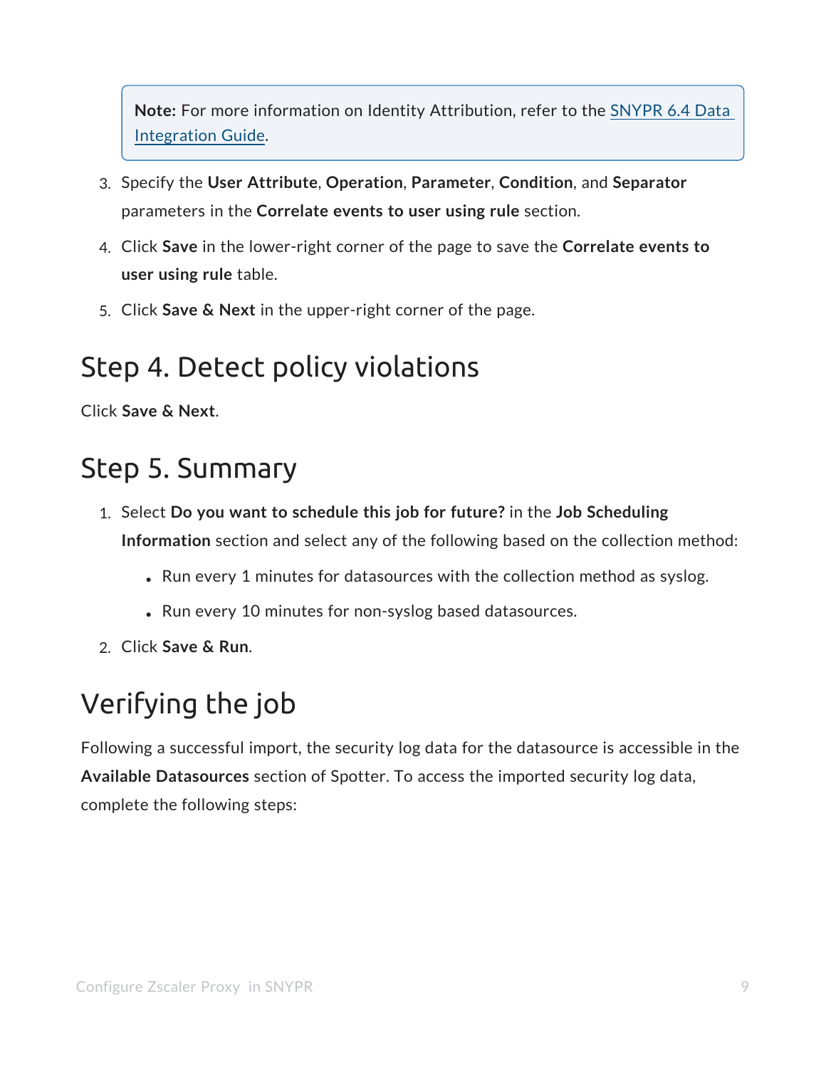> **Note:** For more information on Identity Attribution, refer to the [SNYPR 6.4 Data Integration Guide]().

3. Specify the **User Attribute**, **Operation**, **Parameter**, **Condition**, and **Separator** parameters in the **Correlate events to user using rule** section.
4. Click **Save** in the lower-right corner of the page to save the **Correlate events to user using rule** table.
5. Click **Save & Next** in the upper-right corner of the page.

## Step 4. Detect policy violations

Click **Save & Next**.

## Step 5. Summary

1. Select **Do you want to schedule this job for future?** in the **Job Scheduling Information** section and select any of the following based on the collection method:
    - Run every 1 minutes for datasources with the collection method as syslog.
    - Run every 10 minutes for non-syslog based datasources.
2. Click **Save & Run**.

## Verifying the job

Following a successful import, the security log data for the datasource is accessible in the **Available Datasources** section of Spotter. To access the imported security log data, complete the following steps: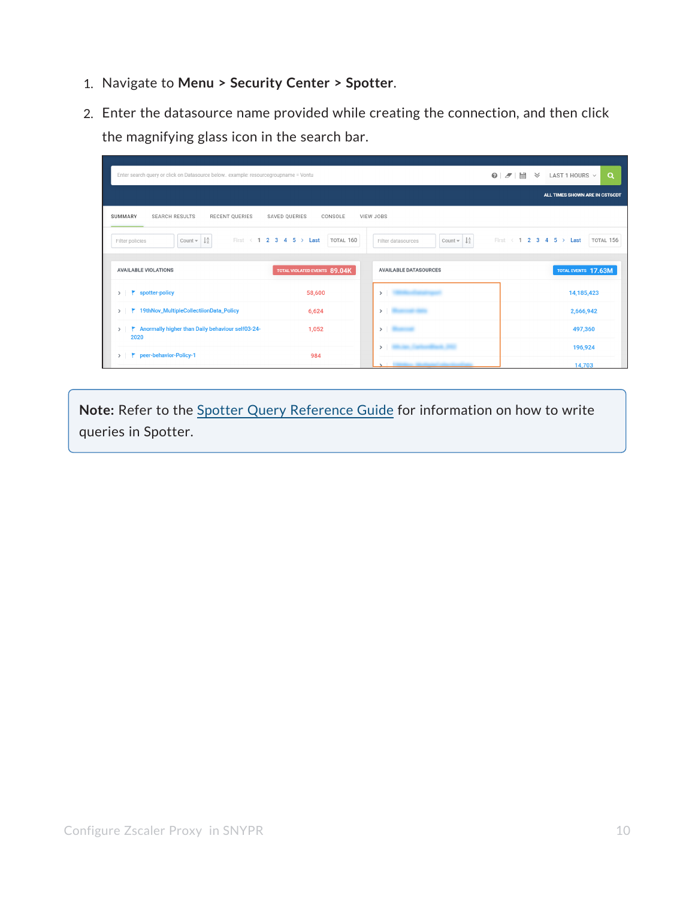1. Navigate to **Menu** > **Security Center** > **Spotter**.
2. Enter the datasource name provided while creating the connection, and then click the magnifying glass icon in the search bar.

**Note:** Refer to the Spotter Query Reference Guide for information on how to write queries in Spotter.